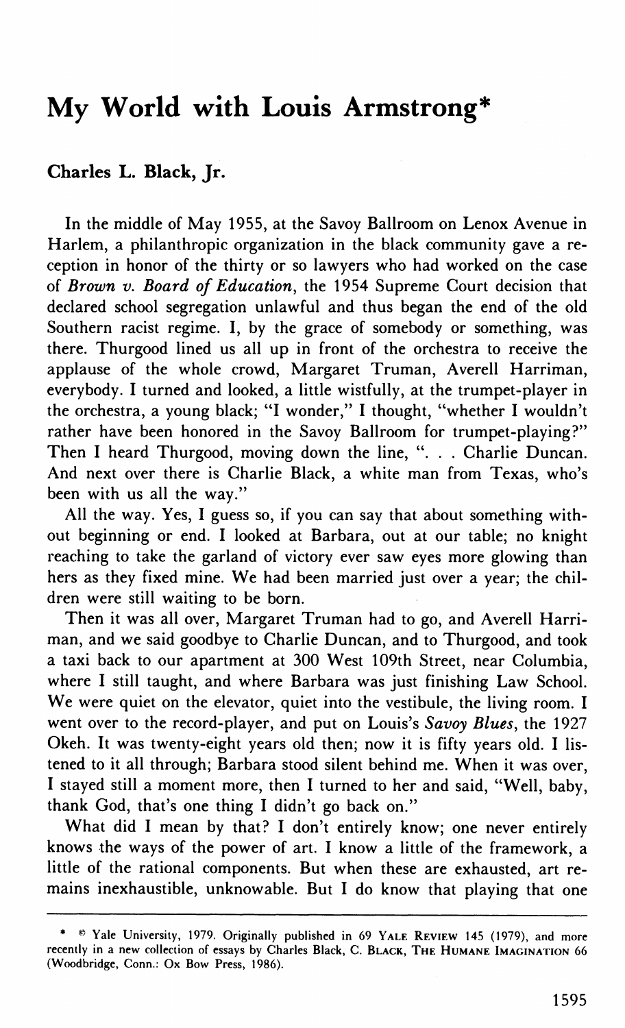# My World with Louis Armstrong*

**Charles L. Black, Jr.**

In the middle of May 1955, at the Savoy Ballroom on Lenox Avenue in Harlem, a philanthropic organization in the black community gave a reception in honor of the thirty or so lawyers who had worked on the case of *Brown v. Board of Education*, the 1954 Supreme Court decision that declared school segregation unlawful and thus began the end of the old Southern racist regime. I, by the grace of somebody or something, was there. Thurgood lined us all up in front of the orchestra to receive the applause of the whole crowd, Margaret Truman, Averell Harriman, everybody. I turned and looked, a little wistfully, at the trumpet-player in the orchestra, a young black; "I wonder," I thought, "whether I wouldn't rather have been honored in the Savoy Ballroom for trumpet-playing?" Then I heard Thurgood, moving down the line, ". . . Charlie Duncan. And next over there is Charlie Black, a white man from Texas, who's been with us all the way."

All the way. Yes, I guess so, if you can say that about something without beginning or end. I looked at Barbara, out at our table; no knight reaching to take the garland of victory ever saw eyes more glowing than hers as they fixed mine. We had been married just over a year; the children were still waiting to be born.

Then it was all over, Margaret Truman had to go, and Averell Harriman, and we said goodbye to Charlie Duncan, and to Thurgood, and took a taxi back to our apartment at 300 West 109th Street, near Columbia, where I still taught, and where Barbara was just finishing Law School. We were quiet on the elevator, quiet into the vestibule, the living room. I went over to the record-player, and put on Louis's *Savoy Blues*, the 1927 Okeh. It was twenty-eight years old then; now it is fifty years old. I listened to it all through; Barbara stood silent behind me. When it was over, I stayed still a moment more, then I turned to her and said, "Well, baby, thank God, that's one thing I didn't go back on."

What did I mean by that? I don't entirely know; one never entirely knows the ways of the power of art. I know a little of the framework, a little of the rational components. But when these are exhausted, art remains inexhaustible, unknowable. But I do know that playing that one

---

\* © Yale University, 1979. Originally published in 69 YALE REVIEW 145 (1979), and more recently in a new collection of essays by Charles Black, C. BLACK, THE HUMANE IMAGINATION 66 (Woodbridge, Conn.: Ox Bow Press, 1986).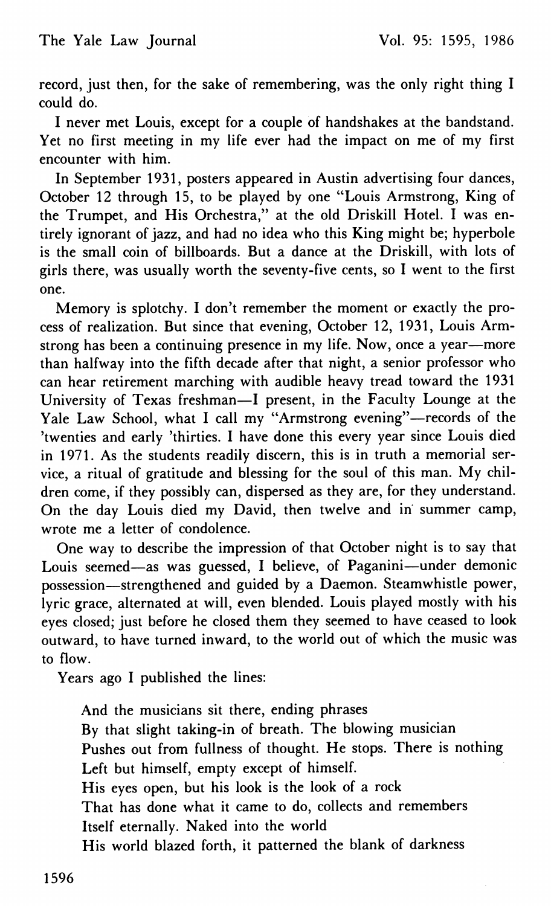record, just then, for the sake of remembering, was the only right thing I could do.

I never met Louis, except for a couple of handshakes at the bandstand. Yet no first meeting in my life ever had the impact on me of my first encounter with him.

In September 1931, posters appeared in Austin advertising four dances, October 12 through 15, to be played by one "Louis Armstrong, King of the Trumpet, and His Orchestra," at the old Driskill Hotel. I was entirely ignorant of jazz, and had no idea who this King might be; hyperbole is the small coin of billboards. But a dance at the Driskill, with lots of girls there, was usually worth the seventy-five cents, so I went to the first one.

Memory is splotchy. I don't remember the moment or exactly the process of realization. But since that evening, October 12, 1931, Louis Armstrong has been a continuing presence in my life. Now, once a year—more than halfway into the fifth decade after that night, a senior professor who can hear retirement marching with audible heavy tread toward the 1931 University of Texas freshman—I present, in the Faculty Lounge at the Yale Law School, what I call my "Armstrong evening"—records of the 'twenties and early 'thirties. I have done this every year since Louis died in 1971. As the students readily discern, this is in truth a memorial service, a ritual of gratitude and blessing for the soul of this man. My children come, if they possibly can, dispersed as they are, for they understand. On the day Louis died my David, then twelve and in summer camp, wrote me a letter of condolence.

One way to describe the impression of that October night is to say that Louis seemed—as was guessed, I believe, of Paganini—under demonic possession—strengthened and guided by a Daemon. Steamwhistle power, lyric grace, alternated at will, even blended. Louis played mostly with his eyes closed; just before he closed them they seemed to have ceased to look outward, to have turned inward, to the world out of which the music was to flow.

Years ago I published the lines:

> And the musicians sit there, ending phrases
> By that slight taking-in of breath. The blowing musician
> Pushes out from fullness of thought. He stops. There is nothing
> Left but himself, empty except of himself.
> His eyes open, but his look is the look of a rock
> That has done what it came to do, collects and remembers
> Itself eternally. Naked into the world
> His world blazed forth, it patterned the blank of darkness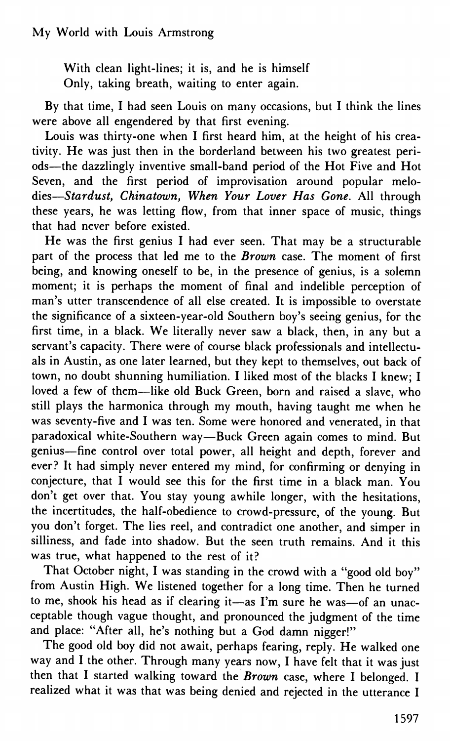With clean light-lines; it is, and he is himself
Only, taking breath, waiting to enter again.

By that time, I had seen Louis on many occasions, but I think the lines were above all engendered by that first evening.

Louis was thirty-one when I first heard him, at the height of his creativity. He was just then in the borderland between his two greatest periods—the dazzlingly inventive small-band period of the Hot Five and Hot Seven, and the first period of improvisation around popular melodies—*Stardust, Chinatown, When Your Lover Has Gone*. All through these years, he was letting flow, from that inner space of music, things that had never before existed.

He was the first genius I had ever seen. That may be a structurable part of the process that led me to the *Brown* case. The moment of first being, and knowing oneself to be, in the presence of genius, is a solemn moment; it is perhaps the moment of final and indelible perception of man's utter transcendence of all else created. It is impossible to overstate the significance of a sixteen-year-old Southern boy's seeing genius, for the first time, in a black. We literally never saw a black, then, in any but a servant's capacity. There were of course black professionals and intellectuals in Austin, as one later learned, but they kept to themselves, out back of town, no doubt shunning humiliation. I liked most of the blacks I knew; I loved a few of them—like old Buck Green, born and raised a slave, who still plays the harmonica through my mouth, having taught me when he was seventy-five and I was ten. Some were honored and venerated, in that paradoxical white-Southern way—Buck Green again comes to mind. But genius—fine control over total power, all height and depth, forever and ever? It had simply never entered my mind, for confirming or denying in conjecture, that I would see this for the first time in a black man. You don't get over that. You stay young awhile longer, with the hesitations, the incertitudes, the half-obedience to crowd-pressure, of the young. But you don't forget. The lies reel, and contradict one another, and simper in silliness, and fade into shadow. But the seen truth remains. And it this was true, what happened to the rest of it?

That October night, I was standing in the crowd with a "good old boy" from Austin High. We listened together for a long time. Then he turned to me, shook his head as if clearing it—as I'm sure he was—of an unacceptable though vague thought, and pronounced the judgment of the time and place: "After all, he's nothing but a God damn nigger!"

The good old boy did not await, perhaps fearing, reply. He walked one way and I the other. Through many years now, I have felt that it was just then that I started walking toward the *Brown* case, where I belonged. I realized what it was that was being denied and rejected in the utterance I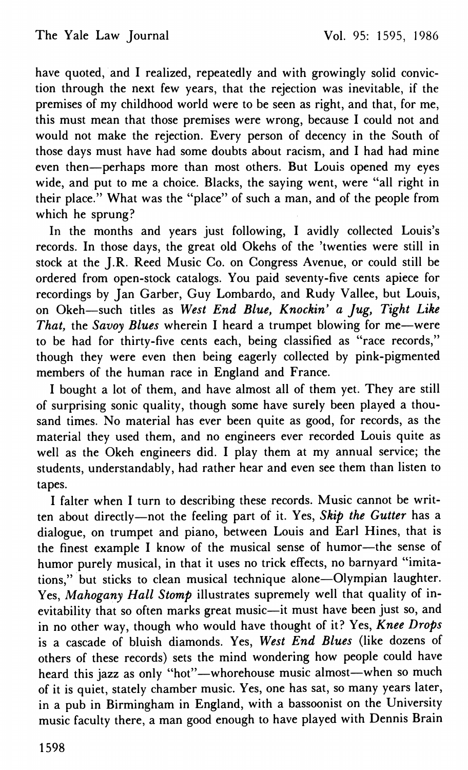have quoted, and I realized, repeatedly and with growingly solid conviction through the next few years, that the rejection was inevitable, if the premises of my childhood world were to be seen as right, and that, for me, this must mean that those premises were wrong, because I could not and would not make the rejection. Every person of decency in the South of those days must have had some doubts about racism, and I had had mine even then—perhaps more than most others. But Louis opened my eyes wide, and put to me a choice. Blacks, the saying went, were "all right in their place." What was the "place" of such a man, and of the people from which he sprung?

In the months and years just following, I avidly collected Louis's records. In those days, the great old Okehs of the 'twenties were still in stock at the J.R. Reed Music Co. on Congress Avenue, or could still be ordered from open-stock catalogs. You paid seventy-five cents apiece for recordings by Jan Garber, Guy Lombardo, and Rudy Vallee, but Louis, on Okeh—such titles as *West End Blue, Knockin' a Jug, Tight Like That,* the *Savoy Blues* wherein I heard a trumpet blowing for me—were to be had for thirty-five cents each, being classified as "race records," though they were even then being eagerly collected by pink-pigmented members of the human race in England and France.

I bought a lot of them, and have almost all of them yet. They are still of surprising sonic quality, though some have surely been played a thousand times. No material has ever been quite as good, for records, as the material they used them, and no engineers ever recorded Louis quite as well as the Okeh engineers did. I play them at my annual service; the students, understandably, had rather hear and even see them than listen to tapes.

I falter when I turn to describing these records. Music cannot be written about directly—not the feeling part of it. Yes, *Skip the Gutter* has a dialogue, on trumpet and piano, between Louis and Earl Hines, that is the finest example I know of the musical sense of humor—the sense of humor purely musical, in that it uses no trick effects, no barnyard "imitations," but sticks to clean musical technique alone—Olympian laughter. Yes, *Mahogany Hall Stomp* illustrates supremely well that quality of inevitability that so often marks great music—it must have been just so, and in no other way, though who would have thought of it? Yes, *Knee Drops* is a cascade of bluish diamonds. Yes, *West End Blues* (like dozens of others of these records) sets the mind wondering how people could have heard this jazz as only "hot"—whorehouse music almost—when so much of it is quiet, stately chamber music. Yes, one has sat, so many years later, in a pub in Birmingham in England, with a bassoonist on the University music faculty there, a man good enough to have played with Dennis Brain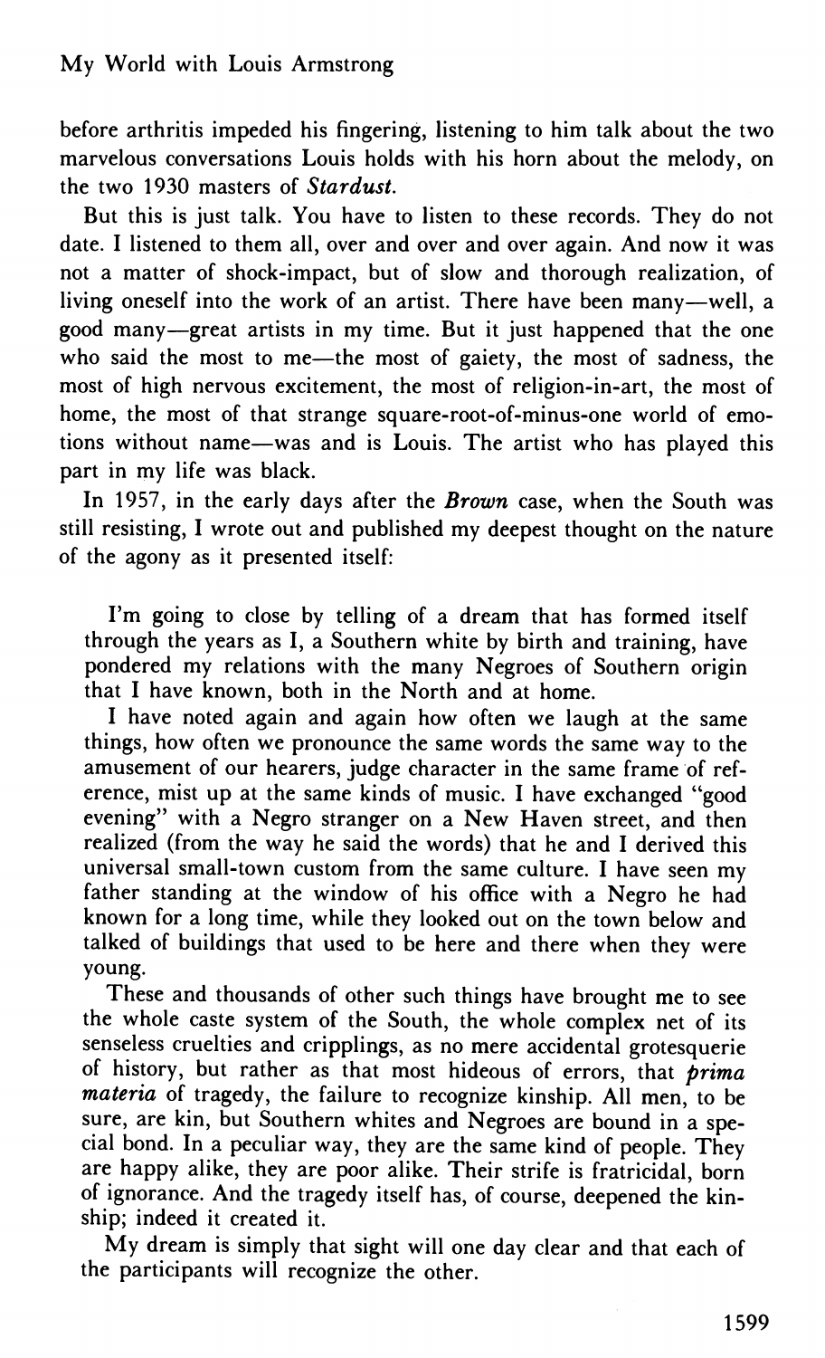before arthritis impeded his fingering, listening to him talk about the two marvelous conversations Louis holds with his horn about the melody, on the two 1930 masters of *Stardust*.

But this is just talk. You have to listen to these records. They do not date. I listened to them all, over and over and over again. And now it was not a matter of shock-impact, but of slow and thorough realization, of living oneself into the work of an artist. There have been many—well, a good many—great artists in my time. But it just happened that the one who said the most to me—the most of gaiety, the most of sadness, the most of high nervous excitement, the most of religion-in-art, the most of home, the most of that strange square-root-of-minus-one world of emotions without name—was and is Louis. The artist who has played this part in my life was black.

In 1957, in the early days after the ***Brown*** case, when the South was still resisting, I wrote out and published my deepest thought on the nature of the agony as it presented itself:

> I'm going to close by telling of a dream that has formed itself through the years as I, a Southern white by birth and training, have pondered my relations with the many Negroes of Southern origin that I have known, both in the North and at home.
>
> I have noted again and again how often we laugh at the same things, how often we pronounce the same words the same way to the amusement of our hearers, judge character in the same frame of reference, mist up at the same kinds of music. I have exchanged "good evening" with a Negro stranger on a New Haven street, and then realized (from the way he said the words) that he and I derived this universal small-town custom from the same culture. I have seen my father standing at the window of his office with a Negro he had known for a long time, while they looked out on the town below and talked of buildings that used to be here and there when they were young.
>
> These and thousands of other such things have brought me to see the whole caste system of the South, the whole complex net of its senseless cruelties and cripplings, as no mere accidental grotesquerie of history, but rather as that most hideous of errors, that ***prima materia*** of tragedy, the failure to recognize kinship. All men, to be sure, are kin, but Southern whites and Negroes are bound in a special bond. In a peculiar way, they are the same kind of people. They are happy alike, they are poor alike. Their strife is fratricidal, born of ignorance. And the tragedy itself has, of course, deepened the kinship; indeed it created it.
>
> My dream is simply that sight will one day clear and that each of the participants will recognize the other.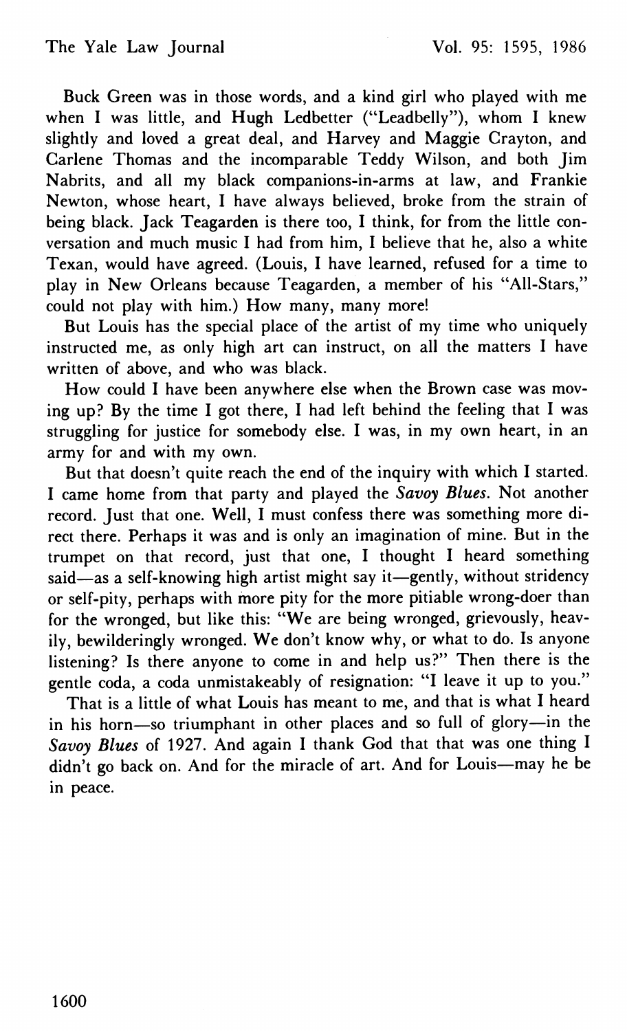Buck Green was in those words, and a kind girl who played with me when I was little, and Hugh Ledbetter ("Leadbelly"), whom I knew slightly and loved a great deal, and Harvey and Maggie Crayton, and Carlene Thomas and the incomparable Teddy Wilson, and both Jim Nabrits, and all my black companions-in-arms at law, and Frankie Newton, whose heart, I have always believed, broke from the strain of being black. Jack Teagarden is there too, I think, for from the little conversation and much music I had from him, I believe that he, also a white Texan, would have agreed. (Louis, I have learned, refused for a time to play in New Orleans because Teagarden, a member of his "All-Stars," could not play with him.) How many, many more!

But Louis has the special place of the artist of my time who uniquely instructed me, as only high art can instruct, on all the matters I have written of above, and who was black.

How could I have been anywhere else when the Brown case was moving up? By the time I got there, I had left behind the feeling that I was struggling for justice for somebody else. I was, in my own heart, in an army for and with my own.

But that doesn't quite reach the end of the inquiry with which I started. I came home from that party and played the *Savoy Blues*. Not another record. Just that one. Well, I must confess there was something more direct there. Perhaps it was and is only an imagination of mine. But in the trumpet on that record, just that one, I thought I heard something said—as a self-knowing high artist might say it—gently, without stridency or self-pity, perhaps with more pity for the more pitiable wrong-doer than for the wronged, but like this: "We are being wronged, grievously, heavily, bewilderingly wronged. We don't know why, or what to do. Is anyone listening? Is there anyone to come in and help us?" Then there is the gentle coda, a coda unmistakeably of resignation: "I leave it up to you."

That is a little of what Louis has meant to me, and that is what I heard in his horn—so triumphant in other places and so full of glory—in the *Savoy Blues* of 1927. And again I thank God that that was one thing I didn't go back on. And for the miracle of art. And for Louis—may he be in peace.